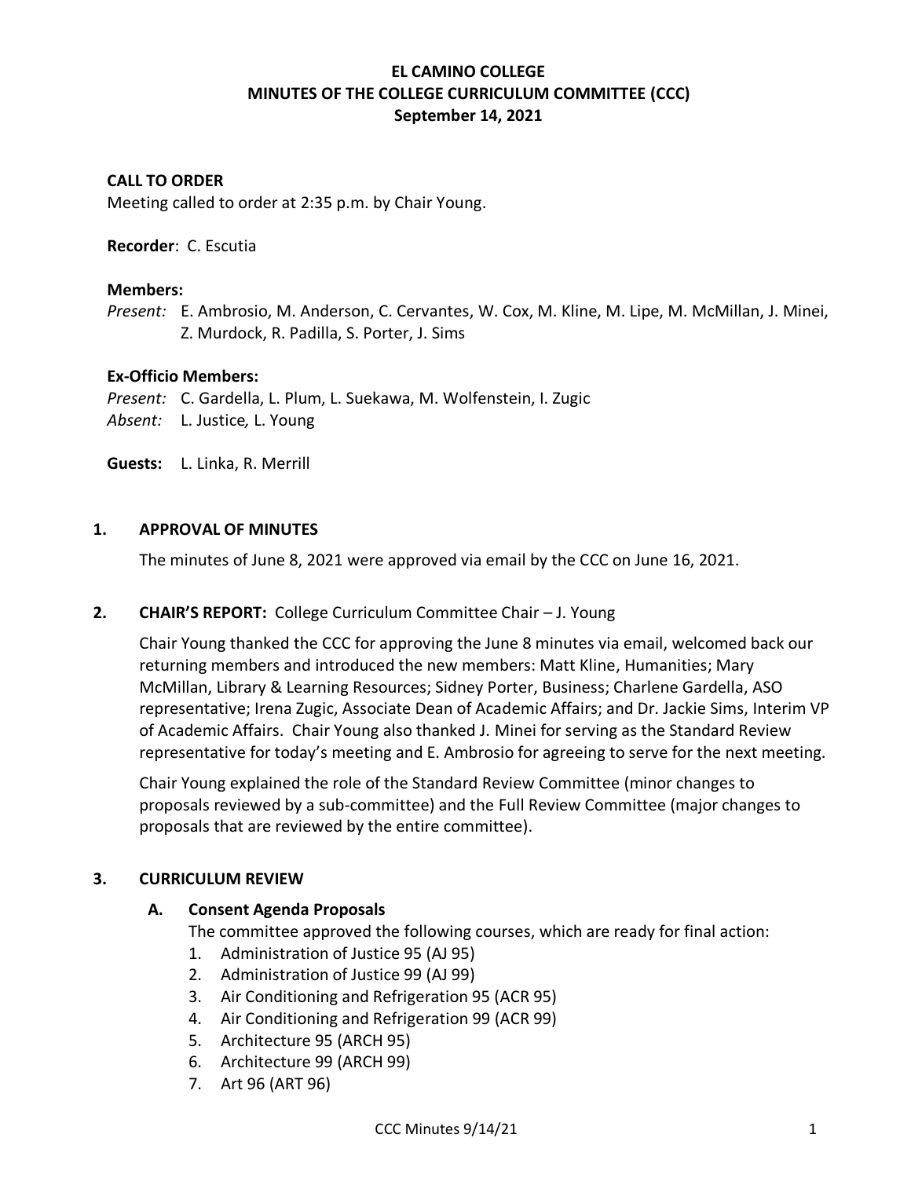# EL CAMINO COLLEGE
## MINUTES OF THE COLLEGE CURRICULUM COMMITTEE (CCC)
### September 14, 2021

**CALL TO ORDER**

Meeting called to order at 2:35 p.m. by Chair Young.

**Recorder**: C. Escutia

**Members:**

*Present:* E. Ambrosio, M. Anderson, C. Cervantes, W. Cox, M. Kline, M. Lipe, M. McMillan, J. Minei, Z. Murdock, R. Padilla, S. Porter, J. Sims

**Ex-Officio Members:**

*Present:* C. Gardella, L. Plum, L. Suekawa, M. Wolfenstein, I. Zugic

*Absent:* L. Justice*,* L. Young

**Guests:** L. Linka, R. Merrill

## 1. APPROVAL OF MINUTES

The minutes of June 8, 2021 were approved via email by the CCC on June 16, 2021.

## 2. CHAIR'S REPORT: College Curriculum Committee Chair – J. Young

Chair Young thanked the CCC for approving the June 8 minutes via email, welcomed back our returning members and introduced the new members: Matt Kline, Humanities; Mary McMillan, Library & Learning Resources; Sidney Porter, Business; Charlene Gardella, ASO representative; Irena Zugic, Associate Dean of Academic Affairs; and Dr. Jackie Sims, Interim VP of Academic Affairs. Chair Young also thanked J. Minei for serving as the Standard Review representative for today's meeting and E. Ambrosio for agreeing to serve for the next meeting.

Chair Young explained the role of the Standard Review Committee (minor changes to proposals reviewed by a sub-committee) and the Full Review Committee (major changes to proposals that are reviewed by the entire committee).

## 3. CURRICULUM REVIEW

### A. Consent Agenda Proposals

The committee approved the following courses, which are ready for final action:

1. Administration of Justice 95 (AJ 95)
2. Administration of Justice 99 (AJ 99)
3. Air Conditioning and Refrigeration 95 (ACR 95)
4. Air Conditioning and Refrigeration 99 (ACR 99)
5. Architecture 95 (ARCH 95)
6. Architecture 99 (ARCH 99)
7. Art 96 (ART 96)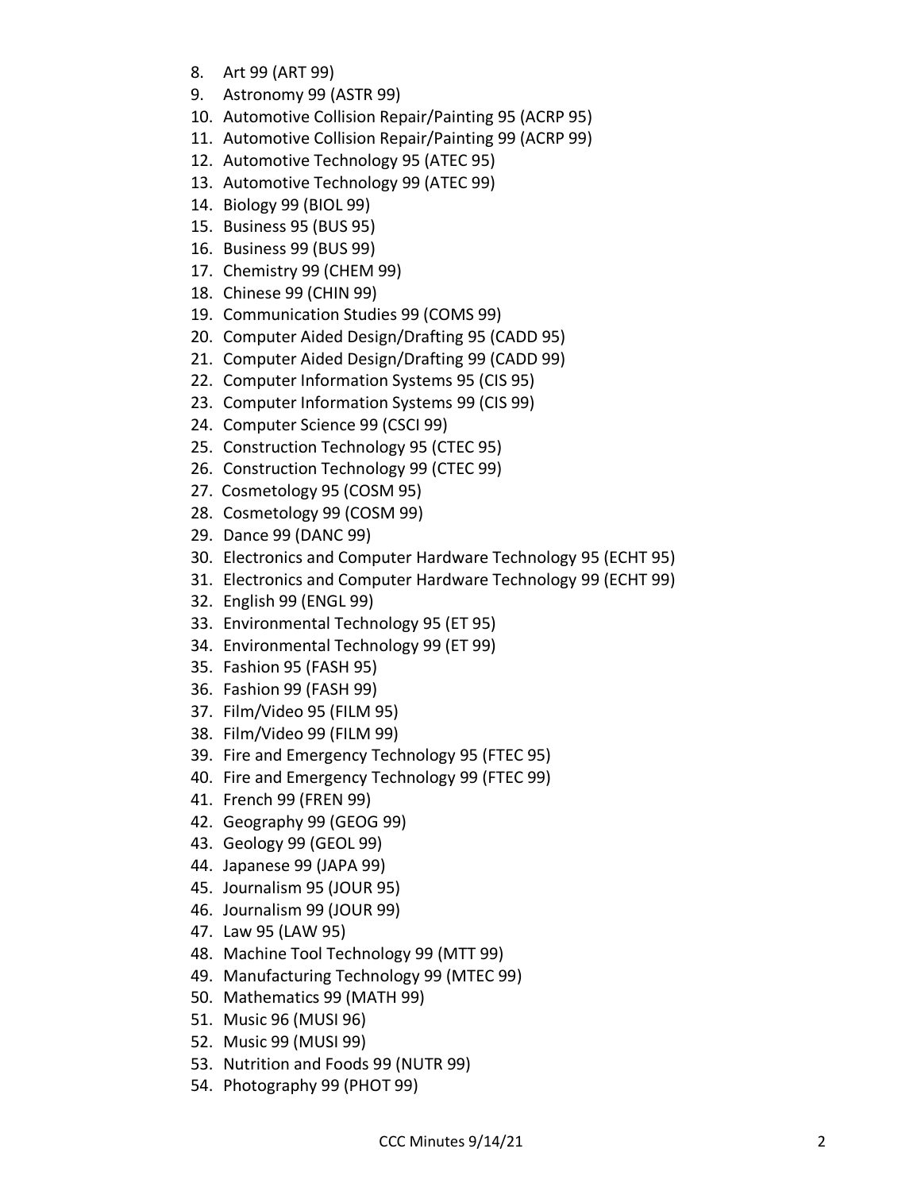8. Art 99 (ART 99)
9. Astronomy 99 (ASTR 99)
10. Automotive Collision Repair/Painting 95 (ACRP 95)
11. Automotive Collision Repair/Painting 99 (ACRP 99)
12. Automotive Technology 95 (ATEC 95)
13. Automotive Technology 99 (ATEC 99)
14. Biology 99 (BIOL 99)
15. Business 95 (BUS 95)
16. Business 99 (BUS 99)
17. Chemistry 99 (CHEM 99)
18. Chinese 99 (CHIN 99)
19. Communication Studies 99 (COMS 99)
20. Computer Aided Design/Drafting 95 (CADD 95)
21. Computer Aided Design/Drafting 99 (CADD 99)
22. Computer Information Systems 95 (CIS 95)
23. Computer Information Systems 99 (CIS 99)
24. Computer Science 99 (CSCI 99)
25. Construction Technology 95 (CTEC 95)
26. Construction Technology 99 (CTEC 99)
27. Cosmetology 95 (COSM 95)
28. Cosmetology 99 (COSM 99)
29. Dance 99 (DANC 99)
30. Electronics and Computer Hardware Technology 95 (ECHT 95)
31. Electronics and Computer Hardware Technology 99 (ECHT 99)
32. English 99 (ENGL 99)
33. Environmental Technology 95 (ET 95)
34. Environmental Technology 99 (ET 99)
35. Fashion 95 (FASH 95)
36. Fashion 99 (FASH 99)
37. Film/Video 95 (FILM 95)
38. Film/Video 99 (FILM 99)
39. Fire and Emergency Technology 95 (FTEC 95)
40. Fire and Emergency Technology 99 (FTEC 99)
41. French 99 (FREN 99)
42. Geography 99 (GEOG 99)
43. Geology 99 (GEOL 99)
44. Japanese 99 (JAPA 99)
45. Journalism 95 (JOUR 95)
46. Journalism 99 (JOUR 99)
47. Law 95 (LAW 95)
48. Machine Tool Technology 99 (MTT 99)
49. Manufacturing Technology 99 (MTEC 99)
50. Mathematics 99 (MATH 99)
51. Music 96 (MUSI 96)
52. Music 99 (MUSI 99)
53. Nutrition and Foods 99 (NUTR 99)
54. Photography 99 (PHOT 99)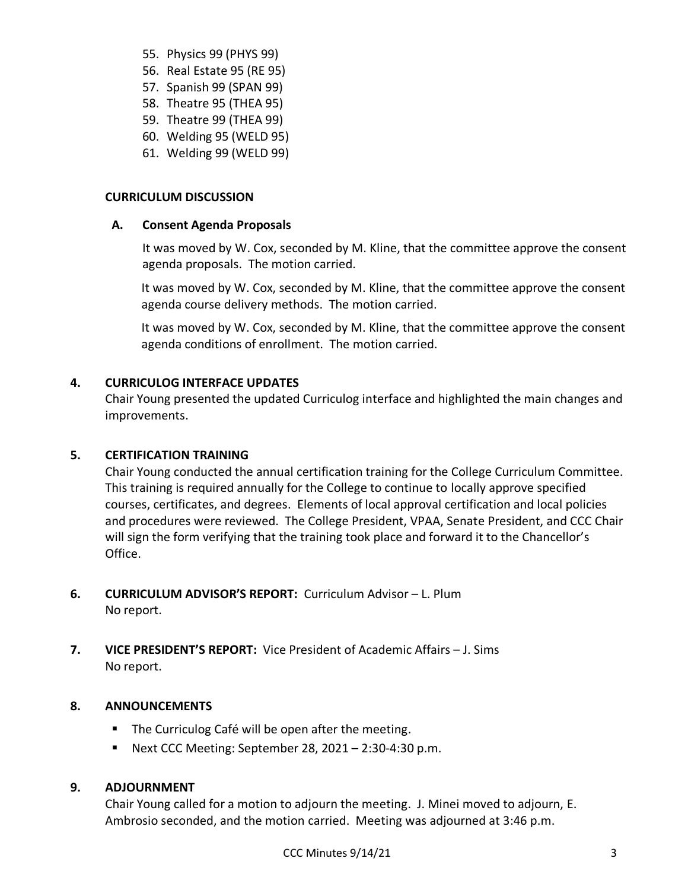55. Physics 99 (PHYS 99)
56. Real Estate 95 (RE 95)
57. Spanish 99 (SPAN 99)
58. Theatre 95 (THEA 95)
59. Theatre 99 (THEA 99)
60. Welding 95 (WELD 95)
61. Welding 99 (WELD 99)

**CURRICULUM DISCUSSION**

**A. Consent Agenda Proposals**

It was moved by W. Cox, seconded by M. Kline, that the committee approve the consent agenda proposals. The motion carried.

It was moved by W. Cox, seconded by M. Kline, that the committee approve the consent agenda course delivery methods. The motion carried.

It was moved by W. Cox, seconded by M. Kline, that the committee approve the consent agenda conditions of enrollment. The motion carried.

**4. CURRICULOG INTERFACE UPDATES**

Chair Young presented the updated Curriculog interface and highlighted the main changes and improvements.

**5. CERTIFICATION TRAINING**

Chair Young conducted the annual certification training for the College Curriculum Committee. This training is required annually for the College to continue to locally approve specified courses, certificates, and degrees. Elements of local approval certification and local policies and procedures were reviewed. The College President, VPAA, Senate President, and CCC Chair will sign the form verifying that the training took place and forward it to the Chancellor's Office.

**6. CURRICULUM ADVISOR'S REPORT:** Curriculum Advisor – L. Plum

No report.

**7. VICE PRESIDENT'S REPORT:** Vice President of Academic Affairs – J. Sims

No report.

**8. ANNOUNCEMENTS**

- The Curriculog Café will be open after the meeting.
- Next CCC Meeting: September 28, 2021 – 2:30-4:30 p.m.

**9. ADJOURNMENT**

Chair Young called for a motion to adjourn the meeting. J. Minei moved to adjourn, E. Ambrosio seconded, and the motion carried. Meeting was adjourned at 3:46 p.m.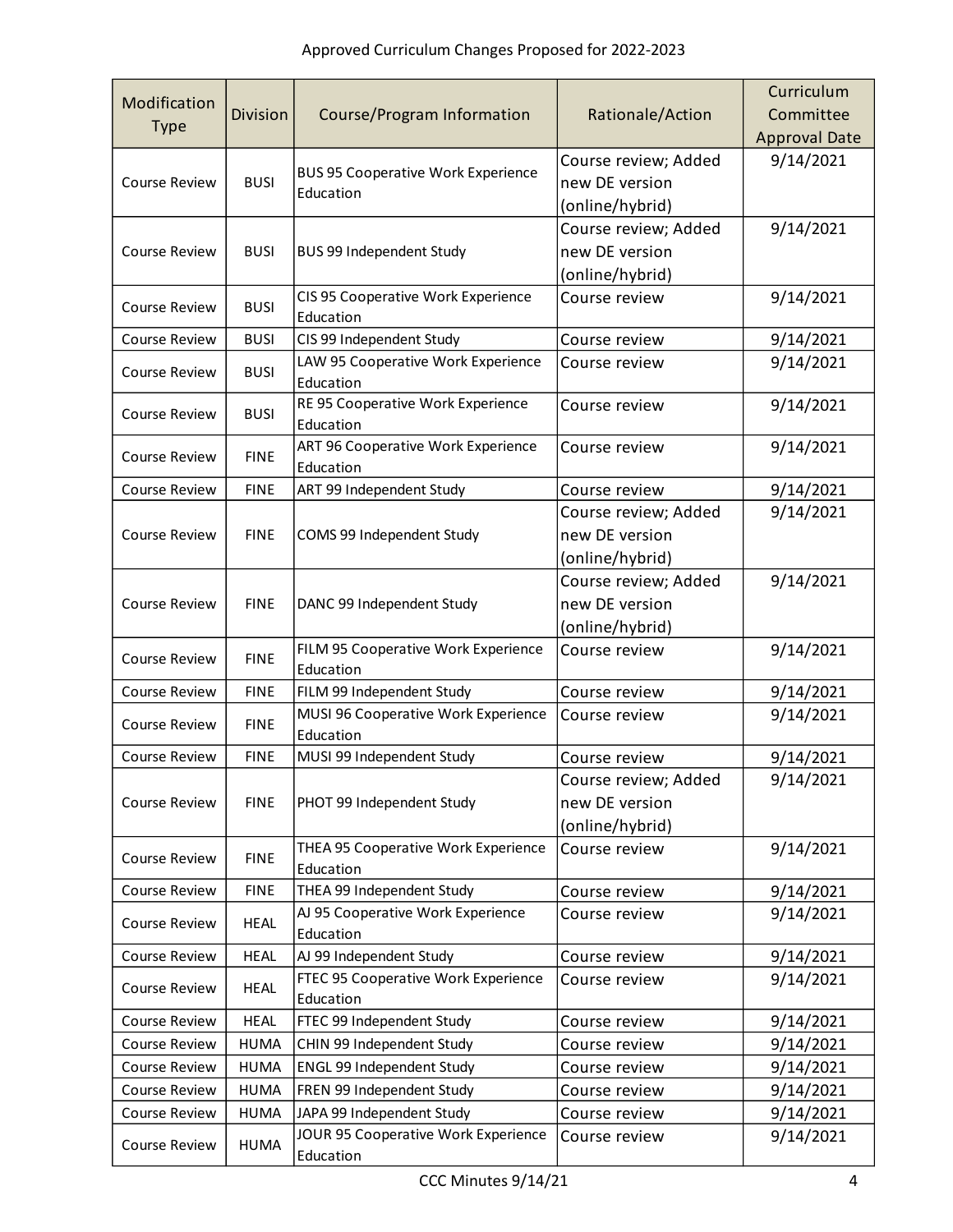Approved Curriculum Changes Proposed for 2022-2023

| Modification Type | Division | Course/Program Information | Rationale/Action | Curriculum Committee Approval Date |
|---|---|---|---|---|
| Course Review | BUSI | BUS 95 Cooperative Work Experience Education | Course review; Added new DE version (online/hybrid) | 9/14/2021 |
| Course Review | BUSI | BUS 99 Independent Study | Course review; Added new DE version (online/hybrid) | 9/14/2021 |
| Course Review | BUSI | CIS 95 Cooperative Work Experience Education | Course review | 9/14/2021 |
| Course Review | BUSI | CIS 99 Independent Study | Course review | 9/14/2021 |
| Course Review | BUSI | LAW 95 Cooperative Work Experience Education | Course review | 9/14/2021 |
| Course Review | BUSI | RE 95 Cooperative Work Experience Education | Course review | 9/14/2021 |
| Course Review | FINE | ART 96 Cooperative Work Experience Education | Course review | 9/14/2021 |
| Course Review | FINE | ART 99 Independent Study | Course review | 9/14/2021 |
| Course Review | FINE | COMS 99 Independent Study | Course review; Added new DE version (online/hybrid) | 9/14/2021 |
| Course Review | FINE | DANC 99 Independent Study | Course review; Added new DE version (online/hybrid) | 9/14/2021 |
| Course Review | FINE | FILM 95 Cooperative Work Experience Education | Course review | 9/14/2021 |
| Course Review | FINE | FILM 99 Independent Study | Course review | 9/14/2021 |
| Course Review | FINE | MUSI 96 Cooperative Work Experience Education | Course review | 9/14/2021 |
| Course Review | FINE | MUSI 99 Independent Study | Course review | 9/14/2021 |
| Course Review | FINE | PHOT 99 Independent Study | Course review; Added new DE version (online/hybrid) | 9/14/2021 |
| Course Review | FINE | THEA 95 Cooperative Work Experience Education | Course review | 9/14/2021 |
| Course Review | FINE | THEA 99 Independent Study | Course review | 9/14/2021 |
| Course Review | HEAL | AJ 95 Cooperative Work Experience Education | Course review | 9/14/2021 |
| Course Review | HEAL | AJ 99 Independent Study | Course review | 9/14/2021 |
| Course Review | HEAL | FTEC 95 Cooperative Work Experience Education | Course review | 9/14/2021 |
| Course Review | HEAL | FTEC 99 Independent Study | Course review | 9/14/2021 |
| Course Review | HUMA | CHIN 99 Independent Study | Course review | 9/14/2021 |
| Course Review | HUMA | ENGL 99 Independent Study | Course review | 9/14/2021 |
| Course Review | HUMA | FREN 99 Independent Study | Course review | 9/14/2021 |
| Course Review | HUMA | JAPA 99 Independent Study | Course review | 9/14/2021 |
| Course Review | HUMA | JOUR 95 Cooperative Work Experience Education | Course review | 9/14/2021 |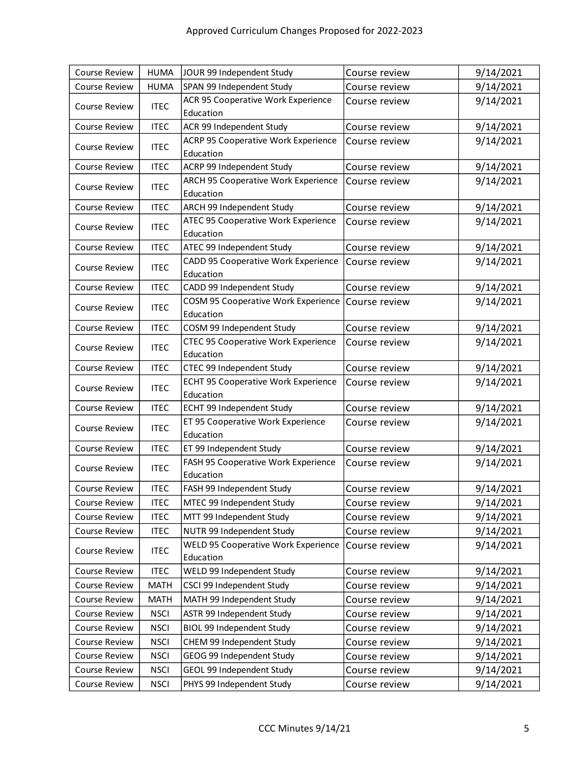| | | | | |
|---|---|---|---|---|
| Course Review | HUMA | JOUR 99 Independent Study | Course review | 9/14/2021 |
| Course Review | HUMA | SPAN 99 Independent Study | Course review | 9/14/2021 |
| Course Review | ITEC | ACR 95 Cooperative Work Experience Education | Course review | 9/14/2021 |
| Course Review | ITEC | ACR 99 Independent Study | Course review | 9/14/2021 |
| Course Review | ITEC | ACRP 95 Cooperative Work Experience Education | Course review | 9/14/2021 |
| Course Review | ITEC | ACRP 99 Independent Study | Course review | 9/14/2021 |
| Course Review | ITEC | ARCH 95 Cooperative Work Experience Education | Course review | 9/14/2021 |
| Course Review | ITEC | ARCH 99 Independent Study | Course review | 9/14/2021 |
| Course Review | ITEC | ATEC 95 Cooperative Work Experience Education | Course review | 9/14/2021 |
| Course Review | ITEC | ATEC 99 Independent Study | Course review | 9/14/2021 |
| Course Review | ITEC | CADD 95 Cooperative Work Experience Education | Course review | 9/14/2021 |
| Course Review | ITEC | CADD 99 Independent Study | Course review | 9/14/2021 |
| Course Review | ITEC | COSM 95 Cooperative Work Experience Education | Course review | 9/14/2021 |
| Course Review | ITEC | COSM 99 Independent Study | Course review | 9/14/2021 |
| Course Review | ITEC | CTEC 95 Cooperative Work Experience Education | Course review | 9/14/2021 |
| Course Review | ITEC | CTEC 99 Independent Study | Course review | 9/14/2021 |
| Course Review | ITEC | ECHT 95 Cooperative Work Experience Education | Course review | 9/14/2021 |
| Course Review | ITEC | ECHT 99 Independent Study | Course review | 9/14/2021 |
| Course Review | ITEC | ET 95 Cooperative Work Experience Education | Course review | 9/14/2021 |
| Course Review | ITEC | ET 99 Independent Study | Course review | 9/14/2021 |
| Course Review | ITEC | FASH 95 Cooperative Work Experience Education | Course review | 9/14/2021 |
| Course Review | ITEC | FASH 99 Independent Study | Course review | 9/14/2021 |
| Course Review | ITEC | MTEC 99 Independent Study | Course review | 9/14/2021 |
| Course Review | ITEC | MTT 99 Independent Study | Course review | 9/14/2021 |
| Course Review | ITEC | NUTR 99 Independent Study | Course review | 9/14/2021 |
| Course Review | ITEC | WELD 95 Cooperative Work Experience Education | Course review | 9/14/2021 |
| Course Review | ITEC | WELD 99 Independent Study | Course review | 9/14/2021 |
| Course Review | MATH | CSCI 99 Independent Study | Course review | 9/14/2021 |
| Course Review | MATH | MATH 99 Independent Study | Course review | 9/14/2021 |
| Course Review | NSCI | ASTR 99 Independent Study | Course review | 9/14/2021 |
| Course Review | NSCI | BIOL 99 Independent Study | Course review | 9/14/2021 |
| Course Review | NSCI | CHEM 99 Independent Study | Course review | 9/14/2021 |
| Course Review | NSCI | GEOG 99 Independent Study | Course review | 9/14/2021 |
| Course Review | NSCI | GEOL 99 Independent Study | Course review | 9/14/2021 |
| Course Review | NSCI | PHYS 99 Independent Study | Course review | 9/14/2021 |